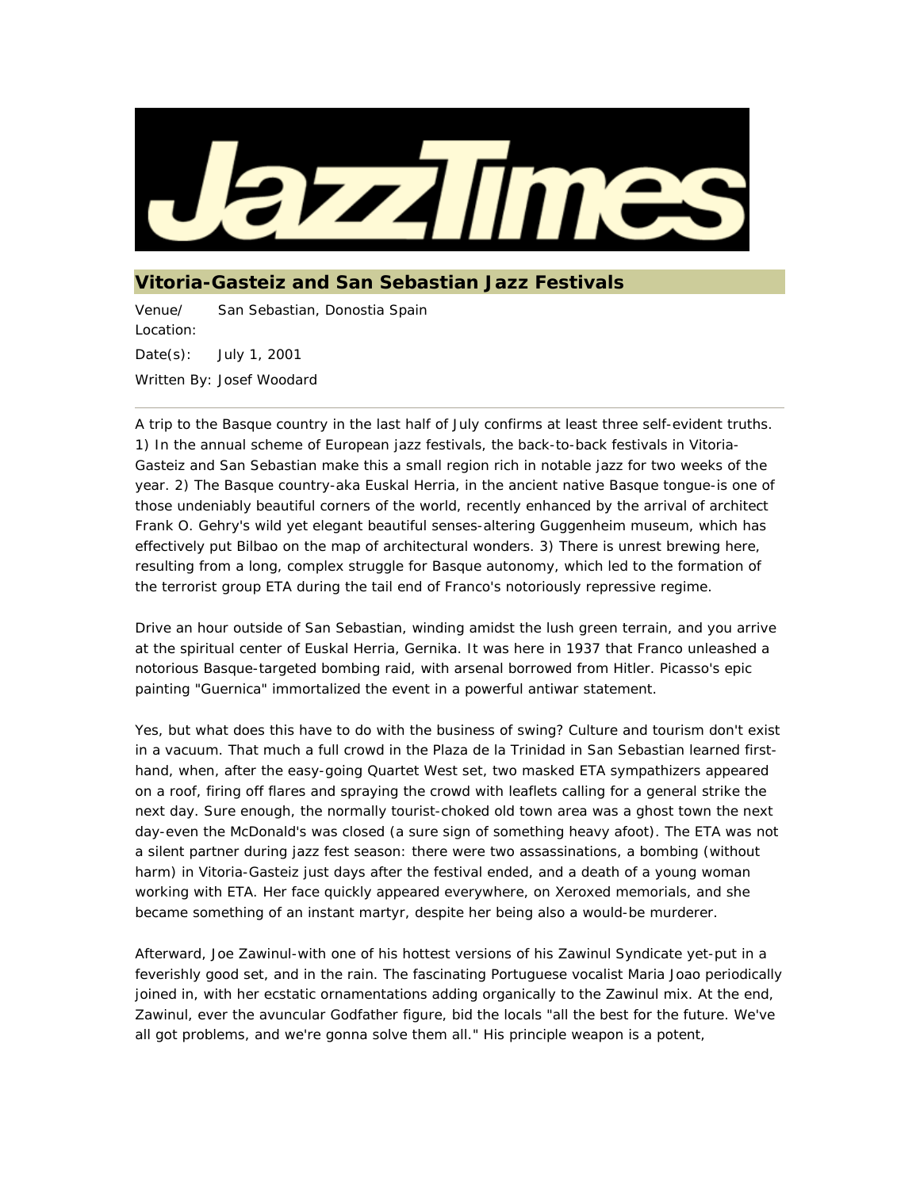# JazzTimes

## Vitoria-Gasteiz and San Sebastian Jazz Festivals

Venue/Location: San Sebastian, Donostia Spain

Date(s): July 1, 2001

Written By: Josef Woodard

A trip to the Basque country in the last half of July confirms at least three self-evident truths. 1) In the annual scheme of European jazz festivals, the back-to-back festivals in Vitoria-Gasteiz and San Sebastian make this a small region rich in notable jazz for two weeks of the year. 2) The Basque country-aka Euskal Herria, in the ancient native Basque tongue-is one of those undeniably beautiful corners of the world, recently enhanced by the arrival of architect Frank O. Gehry's wild yet elegant beautiful senses-altering Guggenheim museum, which has effectively put Bilbao on the map of architectural wonders. 3) There is unrest brewing here, resulting from a long, complex struggle for Basque autonomy, which led to the formation of the terrorist group ETA during the tail end of Franco's notoriously repressive regime.

Drive an hour outside of San Sebastian, winding amidst the lush green terrain, and you arrive at the spiritual center of Euskal Herria, Gernika. It was here in 1937 that Franco unleashed a notorious Basque-targeted bombing raid, with arsenal borrowed from Hitler. Picasso's epic painting "Guernica" immortalized the event in a powerful antiwar statement.

Yes, but what does this have to do with the business of swing? Culture and tourism don't exist in a vacuum. That much a full crowd in the Plaza de la Trinidad in San Sebastian learned first-hand, when, after the easy-going Quartet West set, two masked ETA sympathizers appeared on a roof, firing off flares and spraying the crowd with leaflets calling for a general strike the next day. Sure enough, the normally tourist-choked old town area was a ghost town the next day-even the McDonald's was closed (a sure sign of something heavy afoot). The ETA was not a silent partner during jazz fest season: there were two assassinations, a bombing (without harm) in Vitoria-Gasteiz just days after the festival ended, and a death of a young woman working with ETA. Her face quickly appeared everywhere, on Xeroxed memorials, and she became something of an instant martyr, despite her being also a would-be murderer.

Afterward, Joe Zawinul-with one of his hottest versions of his Zawinul Syndicate yet-put in a feverishly good set, and in the rain. The fascinating Portuguese vocalist Maria Joao periodically joined in, with her ecstatic ornamentations adding organically to the Zawinul mix. At the end, Zawinul, ever the avuncular Godfather figure, bid the locals "all the best for the future. We've all got problems, and we're gonna solve them all." His principle weapon is a potent,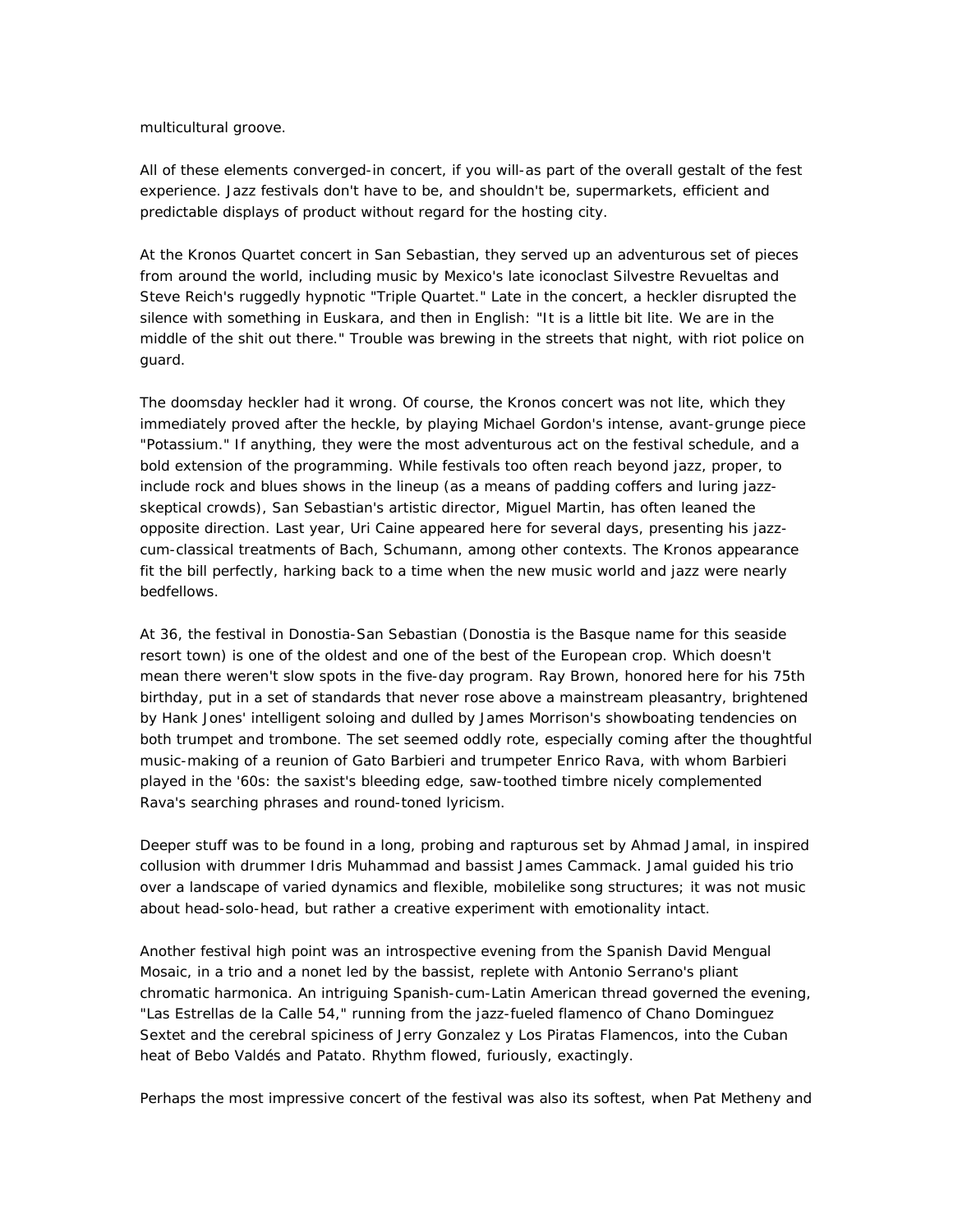multicultural groove.

All of these elements converged-in concert, if you will-as part of the overall gestalt of the fest experience. Jazz festivals don't have to be, and shouldn't be, supermarkets, efficient and predictable displays of product without regard for the hosting city.

At the Kronos Quartet concert in San Sebastian, they served up an adventurous set of pieces from around the world, including music by Mexico's late iconoclast Silvestre Revueltas and Steve Reich's ruggedly hypnotic "Triple Quartet." Late in the concert, a heckler disrupted the silence with something in Euskara, and then in English: "It is a little bit lite. We are in the middle of the shit out there." Trouble was brewing in the streets that night, with riot police on guard.

The doomsday heckler had it wrong. Of course, the Kronos concert was not lite, which they immediately proved after the heckle, by playing Michael Gordon's intense, avant-grunge piece "Potassium." If anything, they were the most adventurous act on the festival schedule, and a bold extension of the programming. While festivals too often reach beyond jazz, proper, to include rock and blues shows in the lineup (as a means of padding coffers and luring jazz-skeptical crowds), San Sebastian's artistic director, Miguel Martin, has often leaned the opposite direction. Last year, Uri Caine appeared here for several days, presenting his jazz-cum-classical treatments of Bach, Schumann, among other contexts. The Kronos appearance fit the bill perfectly, harking back to a time when the new music world and jazz were nearly bedfellows.

At 36, the festival in Donostia-San Sebastian (Donostia is the Basque name for this seaside resort town) is one of the oldest and one of the best of the European crop. Which doesn't mean there weren't slow spots in the five-day program. Ray Brown, honored here for his 75th birthday, put in a set of standards that never rose above a mainstream pleasantry, brightened by Hank Jones' intelligent soloing and dulled by James Morrison's showboating tendencies on both trumpet and trombone. The set seemed oddly rote, especially coming after the thoughtful music-making of a reunion of Gato Barbieri and trumpeter Enrico Rava, with whom Barbieri played in the '60s: the saxist's bleeding edge, saw-toothed timbre nicely complemented Rava's searching phrases and round-toned lyricism.

Deeper stuff was to be found in a long, probing and rapturous set by Ahmad Jamal, in inspired collusion with drummer Idris Muhammad and bassist James Cammack. Jamal guided his trio over a landscape of varied dynamics and flexible, mobilelike song structures; it was not music about head-solo-head, but rather a creative experiment with emotionality intact.

Another festival high point was an introspective evening from the Spanish David Mengual Mosaic, in a trio and a nonet led by the bassist, replete with Antonio Serrano's pliant chromatic harmonica. An intriguing Spanish-cum-Latin American thread governed the evening, "Las Estrellas de la Calle 54," running from the jazz-fueled flamenco of Chano Dominguez Sextet and the cerebral spiciness of Jerry Gonzalez y Los Piratas Flamencos, into the Cuban heat of Bebo Valdés and Patato. Rhythm flowed, furiously, exactingly.

Perhaps the most impressive concert of the festival was also its softest, when Pat Metheny and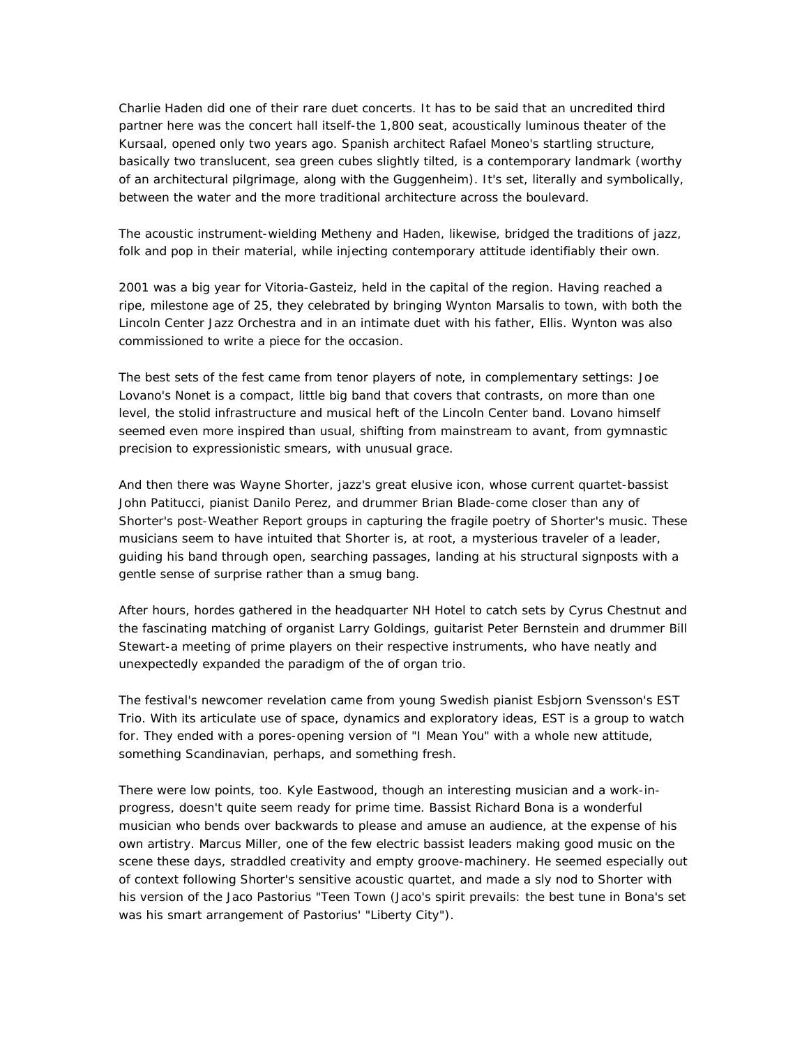Charlie Haden did one of their rare duet concerts. It has to be said that an uncredited third partner here was the concert hall itself-the 1,800 seat, acoustically luminous theater of the Kursaal, opened only two years ago. Spanish architect Rafael Moneo's startling structure, basically two translucent, sea green cubes slightly tilted, is a contemporary landmark (worthy of an architectural pilgrimage, along with the Guggenheim). It's set, literally and symbolically, between the water and the more traditional architecture across the boulevard.

The acoustic instrument-wielding Metheny and Haden, likewise, bridged the traditions of jazz, folk and pop in their material, while injecting contemporary attitude identifiably their own.

2001 was a big year for Vitoria-Gasteiz, held in the capital of the region. Having reached a ripe, milestone age of 25, they celebrated by bringing Wynton Marsalis to town, with both the Lincoln Center Jazz Orchestra and in an intimate duet with his father, Ellis. Wynton was also commissioned to write a piece for the occasion.

The best sets of the fest came from tenor players of note, in complementary settings: Joe Lovano's Nonet is a compact, little big band that covers that contrasts, on more than one level, the stolid infrastructure and musical heft of the Lincoln Center band. Lovano himself seemed even more inspired than usual, shifting from mainstream to avant, from gymnastic precision to expressionistic smears, with unusual grace.

And then there was Wayne Shorter, jazz's great elusive icon, whose current quartet-bassist John Patitucci, pianist Danilo Perez, and drummer Brian Blade-come closer than any of Shorter's post-Weather Report groups in capturing the fragile poetry of Shorter's music. These musicians seem to have intuited that Shorter is, at root, a mysterious traveler of a leader, guiding his band through open, searching passages, landing at his structural signposts with a gentle sense of surprise rather than a smug bang.

After hours, hordes gathered in the headquarter NH Hotel to catch sets by Cyrus Chestnut and the fascinating matching of organist Larry Goldings, guitarist Peter Bernstein and drummer Bill Stewart-a meeting of prime players on their respective instruments, who have neatly and unexpectedly expanded the paradigm of the of organ trio.

The festival's newcomer revelation came from young Swedish pianist Esbjorn Svensson's EST Trio. With its articulate use of space, dynamics and exploratory ideas, EST is a group to watch for. They ended with a pores-opening version of "I Mean You" with a whole new attitude, something Scandinavian, perhaps, and something fresh.

There were low points, too. Kyle Eastwood, though an interesting musician and a work-in-progress, doesn't quite seem ready for prime time. Bassist Richard Bona is a wonderful musician who bends over backwards to please and amuse an audience, at the expense of his own artistry. Marcus Miller, one of the few electric bassist leaders making good music on the scene these days, straddled creativity and empty groove-machinery. He seemed especially out of context following Shorter's sensitive acoustic quartet, and made a sly nod to Shorter with his version of the Jaco Pastorius "Teen Town (Jaco's spirit prevails: the best tune in Bona's set was his smart arrangement of Pastorius' "Liberty City").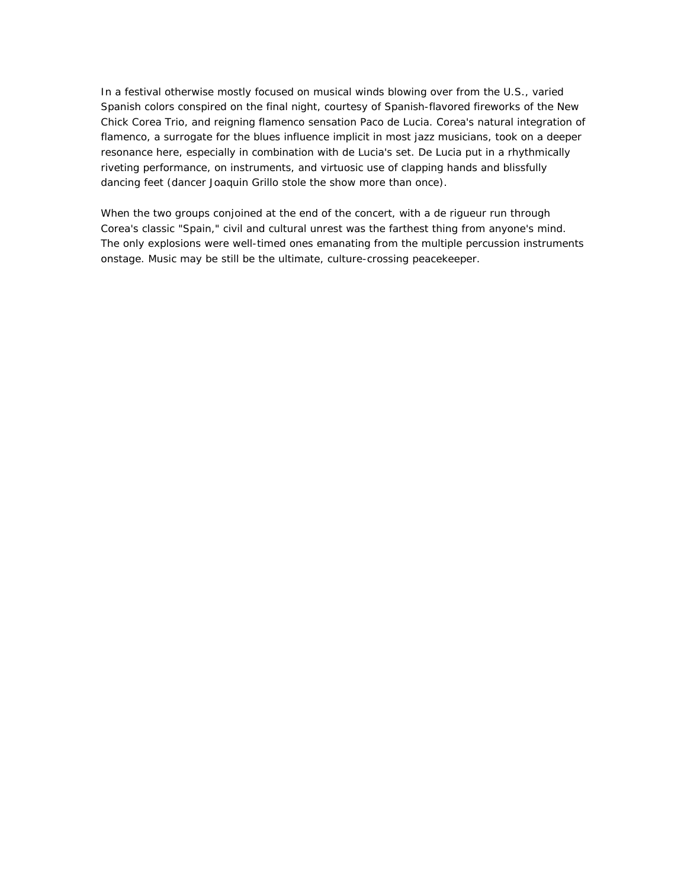In a festival otherwise mostly focused on musical winds blowing over from the U.S., varied Spanish colors conspired on the final night, courtesy of Spanish-flavored fireworks of the New Chick Corea Trio, and reigning flamenco sensation Paco de Lucia. Corea's natural integration of flamenco, a surrogate for the blues influence implicit in most jazz musicians, took on a deeper resonance here, especially in combination with de Lucia's set. De Lucia put in a rhythmically riveting performance, on instruments, and virtuosic use of clapping hands and blissfully dancing feet (dancer Joaquin Grillo stole the show more than once).

When the two groups conjoined at the end of the concert, with a de rigueur run through Corea's classic "Spain," civil and cultural unrest was the farthest thing from anyone's mind. The only explosions were well-timed ones emanating from the multiple percussion instruments onstage. Music may be still be the ultimate, culture-crossing peacekeeper.